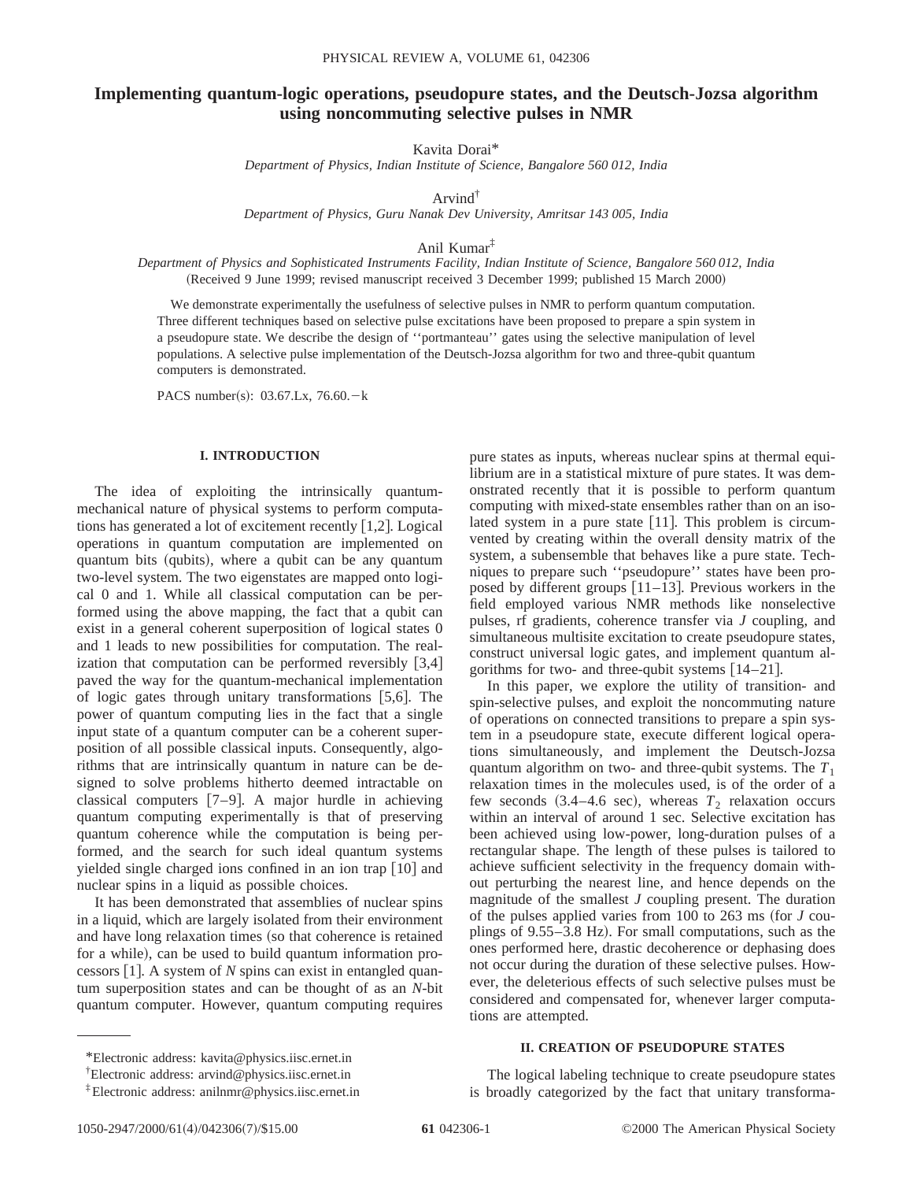# Implementing quantum-logic operations, pseudopure states, and the Deutsch-Jozsa algorithm using noncommuting selective pulses in NMR

Kavita Dorai*

*Department of Physics, Indian Institute of Science, Bangalore 560 012, India*

Arvind†

*Department of Physics, Guru Nanak Dev University, Amritsar 143 005, India*

Anil Kumar‡

*Department of Physics and Sophisticated Instruments Facility, Indian Institute of Science, Bangalore 560 012, India*

(Received 9 June 1999; revised manuscript received 3 December 1999; published 15 March 2000)

We demonstrate experimentally the usefulness of selective pulses in NMR to perform quantum computation. Three different techniques based on selective pulse excitations have been proposed to prepare a spin system in a pseudopure state. We describe the design of ''portmanteau'' gates using the selective manipulation of level populations. A selective pulse implementation of the Deutsch-Jozsa algorithm for two and three-qubit quantum computers is demonstrated.

PACS number(s): 03.67.Lx, 76.60.−k

## I. INTRODUCTION

The idea of exploiting the intrinsically quantum-mechanical nature of physical systems to perform computations has generated a lot of excitement recently [1,2]. Logical operations in quantum computation are implemented on quantum bits (qubits), where a qubit can be any quantum two-level system. The two eigenstates are mapped onto logical 0 and 1. While all classical computation can be performed using the above mapping, the fact that a qubit can exist in a general coherent superposition of logical states 0 and 1 leads to new possibilities for computation. The realization that computation can be performed reversibly [3,4] paved the way for the quantum-mechanical implementation of logic gates through unitary transformations [5,6]. The power of quantum computing lies in the fact that a single input state of a quantum computer can be a coherent superposition of all possible classical inputs. Consequently, algorithms that are intrinsically quantum in nature can be designed to solve problems hitherto deemed intractable on classical computers [7–9]. A major hurdle in achieving quantum computing experimentally is that of preserving quantum coherence while the computation is being performed, and the search for such ideal quantum systems yielded single charged ions confined in an ion trap [10] and nuclear spins in a liquid as possible choices.

It has been demonstrated that assemblies of nuclear spins in a liquid, which are largely isolated from their environment and have long relaxation times (so that coherence is retained for a while), can be used to build quantum information processors [1]. A system of $N$ spins can exist in entangled quantum superposition states and can be thought of as an $N$-bit quantum computer. However, quantum computing requires pure states as inputs, whereas nuclear spins at thermal equilibrium are in a statistical mixture of pure states. It was demonstrated recently that it is possible to perform quantum computing with mixed-state ensembles rather than on an isolated system in a pure state [11]. This problem is circumvented by creating within the overall density matrix of the system, a subensemble that behaves like a pure state. Techniques to prepare such ''pseudopure'' states have been proposed by different groups [11–13]. Previous workers in the field employed various NMR methods like nonselective pulses, rf gradients, coherence transfer via $J$ coupling, and simultaneous multisite excitation to create pseudopure states, construct universal logic gates, and implement quantum algorithms for two- and three-qubit systems [14–21].

In this paper, we explore the utility of transition- and spin-selective pulses, and exploit the noncommuting nature of operations on connected transitions to prepare a spin system in a pseudopure state, execute different logical operations simultaneously, and implement the Deutsch-Jozsa quantum algorithm on two- and three-qubit systems. The $T_1$ relaxation times in the molecules used, is of the order of a few seconds (3.4–4.6 sec), whereas $T_2$ relaxation occurs within an interval of around 1 sec. Selective excitation has been achieved using low-power, long-duration pulses of a rectangular shape. The length of these pulses is tailored to achieve sufficient selectivity in the frequency domain without perturbing the nearest line, and hence depends on the magnitude of the smallest $J$ coupling present. The duration of the pulses applied varies from 100 to 263 ms (for $J$ couplings of 9.55–3.8 Hz). For small computations, such as the ones performed here, drastic decoherence or dephasing does not occur during the duration of these selective pulses. However, the deleterious effects of such selective pulses must be considered and compensated for, whenever larger computations are attempted.

## II. CREATION OF PSEUDOPURE STATES

The logical labeling technique to create pseudopure states is broadly categorized by the fact that unitary transforma-

*Electronic address: kavita@physics.iisc.ernet.in

†Electronic address: arvind@physics.iisc.ernet.in

‡Electronic address: anilnmr@physics.iisc.ernet.in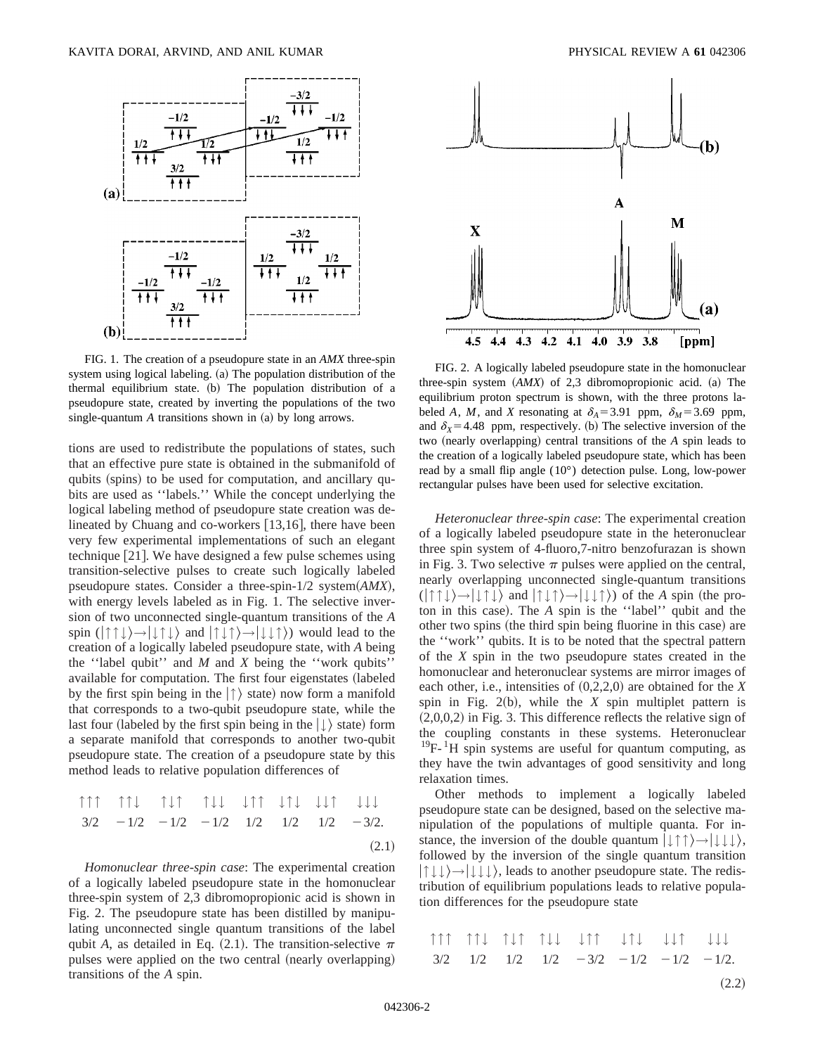FIG. 1. The creation of a pseudopure state in an *AMX* three-spin system using logical labeling. (a) The population distribution of the thermal equilibrium state. (b) The population distribution of a pseudopure state, created by inverting the populations of the two single-quantum *A* transitions shown in (a) by long arrows.

FIG. 2. A logically labeled pseudopure state in the homonuclear three-spin system (*AMX*) of 2,3 dibromopropionic acid. (a) The equilibrium proton spectrum is shown, with the three protons labeled *A*, *M*, and *X* resonating at $\delta_A = 3.91$ ppm, $\delta_M = 3.69$ ppm, and $\delta_X = 4.48$ ppm, respectively. (b) The selective inversion of the two (nearly overlapping) central transitions of the *A* spin leads to the creation of a logically labeled pseudopure state, which has been read by a small flip angle (10°) detection pulse. Long, low-power rectangular pulses have been used for selective excitation.

tions are used to redistribute the populations of states, such that an effective pure state is obtained in the submanifold of qubits (spins) to be used for computation, and ancillary qubits are used as ''labels.'' While the concept underlying the logical labeling method of pseudopure state creation was delineated by Chuang and co-workers [13,16], there have been very few experimental implementations of such an elegant technique [21]. We have designed a few pulse schemes using transition-selective pulses to create such logically labeled pseudopure states. Consider a three-spin-1/2 system(*AMX*), with energy levels labeled as in Fig. 1. The selective inversion of two unconnected single-quantum transitions of the *A* spin ($|\uparrow\uparrow\downarrow\rangle \rightarrow |\downarrow\uparrow\downarrow\rangle$ and $|\uparrow\downarrow\uparrow\rangle \rightarrow |\downarrow\downarrow\uparrow\rangle$) would lead to the creation of a logically labeled pseudopure state, with *A* being the ''label qubit'' and *M* and *X* being the ''work qubits'' available for computation. The first four eigenstates (labeled by the first spin being in the $|\uparrow\rangle$ state) now form a manifold that corresponds to a two-qubit pseudopure state, while the last four (labeled by the first spin being in the $|\downarrow\rangle$ state) form a separate manifold that corresponds to another two-qubit pseudopure state. The creation of a pseudopure state by this method leads to relative population differences of

$$\begin{array}{cccccccc} \uparrow\uparrow\uparrow & \uparrow\uparrow\downarrow & \uparrow\downarrow\uparrow & \uparrow\downarrow\downarrow & \downarrow\uparrow\uparrow & \downarrow\uparrow\downarrow & \downarrow\downarrow\uparrow & \downarrow\downarrow\downarrow \\ 3/2 & -1/2 & -1/2 & -1/2 & 1/2 & 1/2 & 1/2 & -3/2. \end{array} \tag{2.1}$$

*Homonuclear three-spin case*: The experimental creation of a logically labeled pseudopure state in the homonuclear three-spin system of 2,3 dibromopropionic acid is shown in Fig. 2. The pseudopure state has been distilled by manipulating unconnected single quantum transitions of the label qubit *A*, as detailed in Eq. (2.1). The transition-selective $\pi$ pulses were applied on the two central (nearly overlapping) transitions of the *A* spin.

*Heteronuclear three-spin case*: The experimental creation of a logically labeled pseudopure state in the heteronuclear three spin system of 4-fluoro,7-nitro benzofurazan is shown in Fig. 3. Two selective $\pi$ pulses were applied on the central, nearly overlapping unconnected single-quantum transitions ($|\uparrow\uparrow\downarrow\rangle \rightarrow |\downarrow\uparrow\downarrow\rangle$ and $|\uparrow\downarrow\uparrow\rangle \rightarrow |\downarrow\downarrow\uparrow\rangle$) of the *A* spin (the proton in this case). The *A* spin is the ''label'' qubit and the other two spins (the third spin being fluorine in this case) are the ''work'' qubits. It is to be noted that the spectral pattern of the *X* spin in the two pseudopure states created in the homonuclear and heteronuclear systems are mirror images of each other, i.e., intensities of (0,2,2,0) are obtained for the *X* spin in Fig. 2(b), while the *X* spin multiplet pattern is (2,0,0,2) in Fig. 3. This difference reflects the relative sign of the coupling constants in these systems. Heteronuclear $^{19}$F-$^{1}$H spin systems are useful for quantum computing, as they have the twin advantages of good sensitivity and long relaxation times.

Other methods to implement a logically labeled pseudopure state can be designed, based on the selective manipulation of the populations of multiple quanta. For instance, the inversion of the double quantum $|\downarrow\uparrow\uparrow\rangle \rightarrow |\downarrow\downarrow\downarrow\rangle$, followed by the inversion of the single quantum transition $|\uparrow\downarrow\downarrow\rangle \rightarrow |\downarrow\downarrow\downarrow\rangle$, leads to another pseudopure state. The redistribution of equilibrium populations leads to relative population differences for the pseudopure state

$$\begin{array}{cccccccc} \uparrow\uparrow\uparrow & \uparrow\uparrow\downarrow & \uparrow\downarrow\uparrow & \uparrow\downarrow\downarrow & \downarrow\uparrow\uparrow & \downarrow\uparrow\downarrow & \downarrow\downarrow\uparrow & \downarrow\downarrow\downarrow \\ 3/2 & 1/2 & 1/2 & 1/2 & -3/2 & -1/2 & -1/2 & -1/2. \end{array} \tag{2.2}$$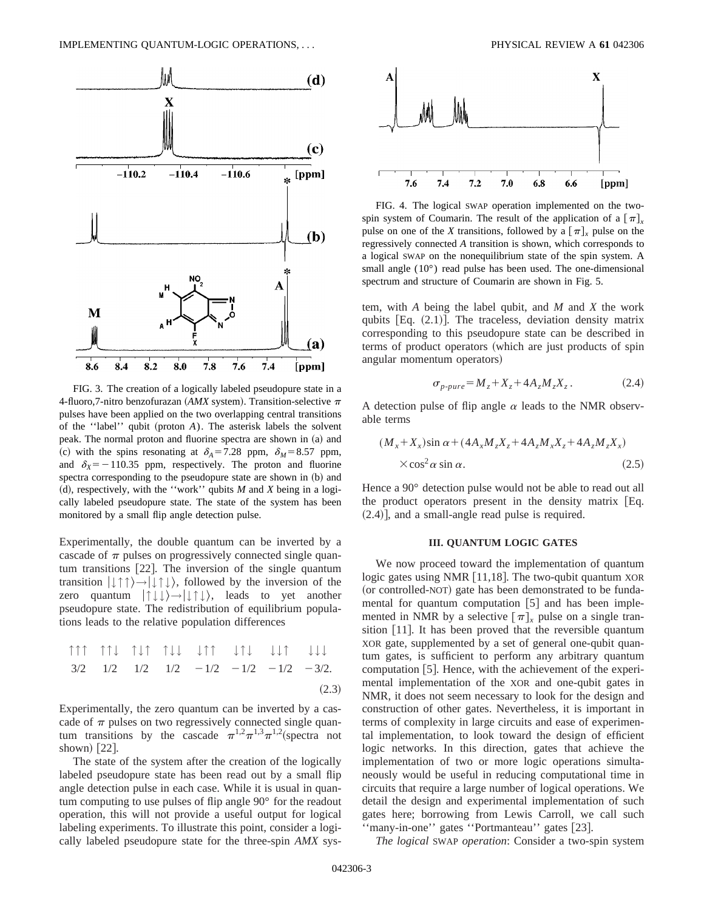FIG. 3. The creation of a logically labeled pseudopure state in a 4-fluoro,7-nitro benzofurazan (*AMX* system). Transition-selective $\pi$ pulses have been applied on the two overlapping central transitions of the ''label'' qubit (proton *A*). The asterisk labels the solvent peak. The normal proton and fluorine spectra are shown in (a) and (c) with the spins resonating at $\delta_A = 7.28$ ppm, $\delta_M = 8.57$ ppm, and $\delta_X = -110.35$ ppm, respectively. The proton and fluorine spectra corresponding to the pseudopure state are shown in (b) and (d), respectively, with the ''work'' qubits *M* and *X* being in a logically labeled pseudopure state. The state of the system has been monitored by a small flip angle detection pulse.

Experimentally, the double quantum can be inverted by a cascade of $\pi$ pulses on progressively connected single quantum transitions [22]. The inversion of the single quantum transition $|\downarrow\uparrow\uparrow\rangle \rightarrow |\downarrow\downarrow\uparrow\rangle$, followed by the inversion of the zero quantum $|\uparrow\downarrow\downarrow\rangle \rightarrow |\downarrow\uparrow\downarrow\rangle$, leads to yet another pseudopure state. The redistribution of equilibrium populations leads to the relative population differences

$$\begin{array}{cccccccc} \uparrow\uparrow\uparrow & \uparrow\uparrow\downarrow & \uparrow\downarrow\uparrow & \uparrow\downarrow\downarrow & \downarrow\uparrow\uparrow & \downarrow\uparrow\downarrow & \downarrow\downarrow\uparrow & \downarrow\downarrow\downarrow \\ 3/2 & 1/2 & 1/2 & 1/2 & -1/2 & -1/2 & -1/2 & -3/2. \end{array} \tag{2.3}$$

Experimentally, the zero quantum can be inverted by a cascade of $\pi$ pulses on two regressively connected single quantum transitions by the cascade $\pi^{1,2}\pi^{1,3}\pi^{1,2}$(spectra not shown) [22].

The state of the system after the creation of the logically labeled pseudopure state has been read out by a small flip angle detection pulse in each case. While it is usual in quantum computing to use pulses of flip angle 90° for the readout operation, this will not provide a useful output for logical labeling experiments. To illustrate this point, consider a logically labeled pseudopure state for the three-spin *AMX* system, with *A* being the label qubit, and *M* and *X* the work qubits [Eq. (2.1)]. The traceless, deviation density matrix corresponding to this pseudopure state can be described in terms of product operators (which are just products of spin angular momentum operators)

$$\sigma_{p\text{-}pure} = M_z + X_z + 4A_zM_zX_z. \tag{2.4}$$

A detection pulse of flip angle $\alpha$ leads to the NMR observable terms

$$(M_x + X_x)\sin\alpha + (4A_xM_zX_z + 4A_zM_xX_z + 4A_zM_zX_x) \times \cos^2\alpha \sin\alpha. \tag{2.5}$$

Hence a 90° detection pulse would not be able to read out all the product operators present in the density matrix [Eq. (2.4)], and a small-angle read pulse is required.

FIG. 4. The logical SWAP operation implemented on the two-spin system of Coumarin. The result of the application of a $[\pi]_x$ pulse on one of the *X* transitions, followed by a $[\pi]_x$ pulse on the regressively connected *A* transition is shown, which corresponds to a logical SWAP on the nonequilibrium state of the spin system. A small angle (10°) read pulse has been used. The one-dimensional spectrum and structure of Coumarin are shown in Fig. 5.

## III. QUANTUM LOGIC GATES

We now proceed toward the implementation of quantum logic gates using NMR [11,18]. The two-qubit quantum XOR (or controlled-NOT) gate has been demonstrated to be fundamental for quantum computation [5] and has been implemented in NMR by a selective $[\pi]_x$ pulse on a single transition [11]. It has been proved that the reversible quantum XOR gate, supplemented by a set of general one-qubit quantum gates, is sufficient to perform any arbitrary quantum computation [5]. Hence, with the achievement of the experimental implementation of the XOR and one-qubit gates in NMR, it does not seem necessary to look for the design and construction of other gates. Nevertheless, it is important in terms of complexity in large circuits and ease of experimental implementation, to look toward the design of efficient logic networks. In this direction, gates that achieve the implementation of two or more logic operations simultaneously would be useful in reducing computational time in circuits that require a large number of logical operations. We detail the design and experimental implementation of such gates here; borrowing from Lewis Carroll, we call such ''many-in-one'' gates ''Portmanteau'' gates [23].

*The logical* SWAP *operation*: Consider a two-spin system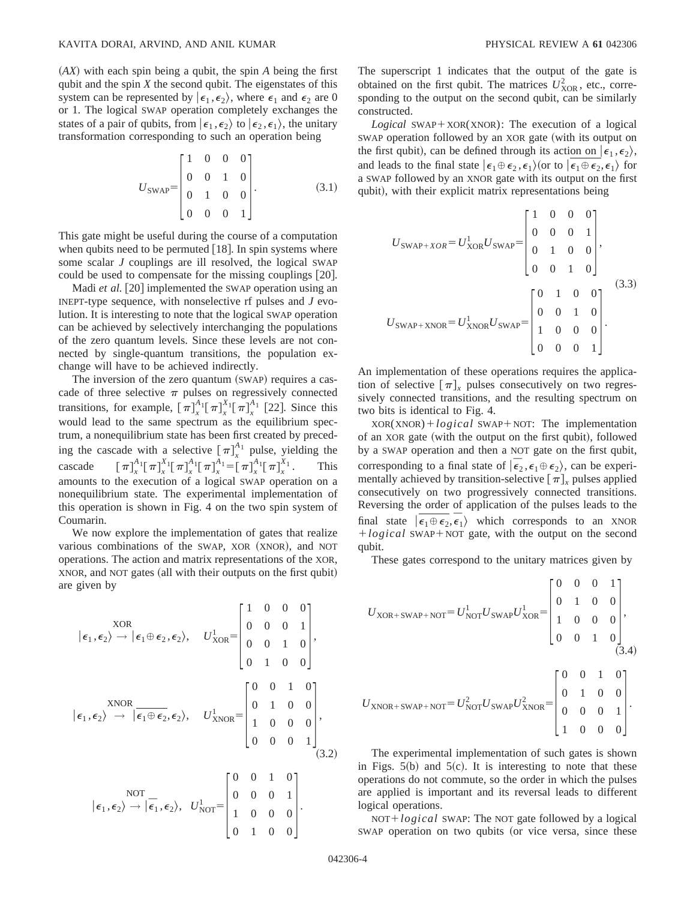$(AX)$ with each spin being a qubit, the spin $A$ being the first qubit and the spin $X$ the second qubit. The eigenstates of this system can be represented by $|\epsilon_1,\epsilon_2\rangle$, where $\epsilon_1$ and $\epsilon_2$ are 0 or 1. The logical SWAP operation completely exchanges the states of a pair of qubits, from $|\epsilon_1,\epsilon_2\rangle$ to $|\epsilon_2,\epsilon_1\rangle$, the unitary transformation corresponding to such an operation being

$$U_{\text{SWAP}}=\begin{bmatrix}1&0&0&0\\0&0&1&0\\0&1&0&0\\0&0&0&1\end{bmatrix}. \tag{3.1}$$

This gate might be useful during the course of a computation when qubits need to be permuted [18]. In spin systems where some scalar $J$ couplings are ill resolved, the logical SWAP could be used to compensate for the missing couplings [20].

Madi *et al.* [20] implemented the SWAP operation using an INEPT-type sequence, with nonselective rf pulses and $J$ evolution. It is interesting to note that the logical SWAP operation can be achieved by selectively interchanging the populations of the zero quantum levels. Since these levels are not connected by single-quantum transitions, the population exchange will have to be achieved indirectly.

The inversion of the zero quantum (SWAP) requires a cascade of three selective $\pi$ pulses on regressively connected transitions, for example, $[\pi]_x^{A_1}[\pi]_x^{X_1}[\pi]_x^{A_1}$ [22]. Since this would lead to the same spectrum as the equilibrium spectrum, a nonequilibrium state has been first created by preceding the cascade with a selective $[\pi]_x^{A_1}$ pulse, yielding the cascade $[\pi]_x^{A_1}[\pi]_x^{X_1}[\pi]_x^{A_1}[\pi]_x^{A_1}=[\pi]_x^{A_1}[\pi]_x^{X_1}$. This amounts to the execution of a logical SWAP operation on a nonequilibrium state. The experimental implementation of this operation is shown in Fig. 4 on the two spin system of Coumarin.

We now explore the implementation of gates that realize various combinations of the SWAP, XOR (XNOR), and NOT operations. The action and matrix representations of the XOR, XNOR, and NOT gates (all with their outputs on the first qubit) are given by

$$|\epsilon_1,\epsilon_2\rangle \xrightarrow{\text{XOR}} |\epsilon_1\oplus\epsilon_2,\epsilon_2\rangle,\quad U^1_{\text{XOR}}=\begin{bmatrix}1&0&0&0\\0&0&0&1\\0&0&1&0\\0&1&0&0\end{bmatrix},$$

$$|\epsilon_1,\epsilon_2\rangle \xrightarrow{\text{XNOR}} |\overline{\epsilon_1\oplus\epsilon_2},\epsilon_2\rangle,\quad U^1_{\text{XNOR}}=\begin{bmatrix}0&0&1&0\\0&1&0&0\\1&0&0&0\\0&0&0&1\end{bmatrix}, \tag{3.2}$$

$$|\epsilon_1,\epsilon_2\rangle \xrightarrow{\text{NOT}} |\overline{\epsilon_1},\epsilon_2\rangle,\quad U^1_{\text{NOT}}=\begin{bmatrix}0&0&1&0\\0&0&0&1\\1&0&0&0\\0&1&0&0\end{bmatrix}.$$

The superscript 1 indicates that the output of the gate is obtained on the first qubit. The matrices $U^2_{\text{XOR}}$, etc., corresponding to the output on the second qubit, can be similarly constructed.

*Logical* SWAP+XOR(XNOR): The execution of a logical SWAP operation followed by an XOR gate (with its output on the first qubit), can be defined through its action on $|\epsilon_1,\epsilon_2\rangle$, and leads to the final state $|\epsilon_1\oplus\epsilon_2,\epsilon_1\rangle$ (or to $|\overline{\epsilon_1\oplus\epsilon_2},\epsilon_1\rangle$ for a SWAP followed by an XNOR gate with its output on the first qubit), with their explicit matrix representations being

$$U_{\text{SWAP}+XOR}=U^1_{\text{XOR}}U_{\text{SWAP}}=\begin{bmatrix}1&0&0&0\\0&0&0&1\\0&1&0&0\\0&0&1&0\end{bmatrix},$$

$$U_{\text{SWAP+XNOR}}=U^1_{\text{XNOR}}U_{\text{SWAP}}=\begin{bmatrix}0&1&0&0\\0&0&1&0\\1&0&0&0\\0&0&0&1\end{bmatrix}. \tag{3.3}$$

An implementation of these operations requires the application of selective $[\pi]_x$ pulses consecutively on two regressively connected transitions, and the resulting spectrum on two bits is identical to Fig. 4.

XOR(XNOR)+*logical* SWAP+NOT: The implementation of an XOR gate (with the output on the first qubit), followed by a SWAP operation and then a NOT gate on the first qubit, corresponding to a final state of $|\overline{\epsilon_2},\epsilon_1\oplus\epsilon_2\rangle$, can be experimentally achieved by transition-selective $[\pi]_x$ pulses applied consecutively on two progressively connected transitions. Reversing the order of application of the pulses leads to the final state $|\overline{\epsilon_1\oplus\epsilon_2},\overline{\epsilon_1}\rangle$ which corresponds to an XNOR +*logical* SWAP+NOT gate, with the output on the second qubit.

These gates correspond to the unitary matrices given by

$$U_{\text{XOR+SWAP+NOT}}=U^1_{\text{NOT}}U_{\text{SWAP}}U^1_{\text{XOR}}=\begin{bmatrix}0&0&0&1\\0&1&0&0\\1&0&0&0\\0&0&1&0\end{bmatrix}, \tag{3.4}$$

$$U_{\text{XNOR+SWAP+NOT}}=U^2_{\text{NOT}}U_{\text{SWAP}}U^2_{\text{XNOR}}=\begin{bmatrix}0&0&1&0\\0&1&0&0\\0&0&0&1\\1&0&0&0\end{bmatrix}.$$

The experimental implementation of such gates is shown in Figs. 5(b) and 5(c). It is interesting to note that these operations do not commute, so the order in which the pulses are applied is important and its reversal leads to different logical operations.

NOT+*logical* SWAP: The NOT gate followed by a logical SWAP operation on two qubits (or vice versa, since these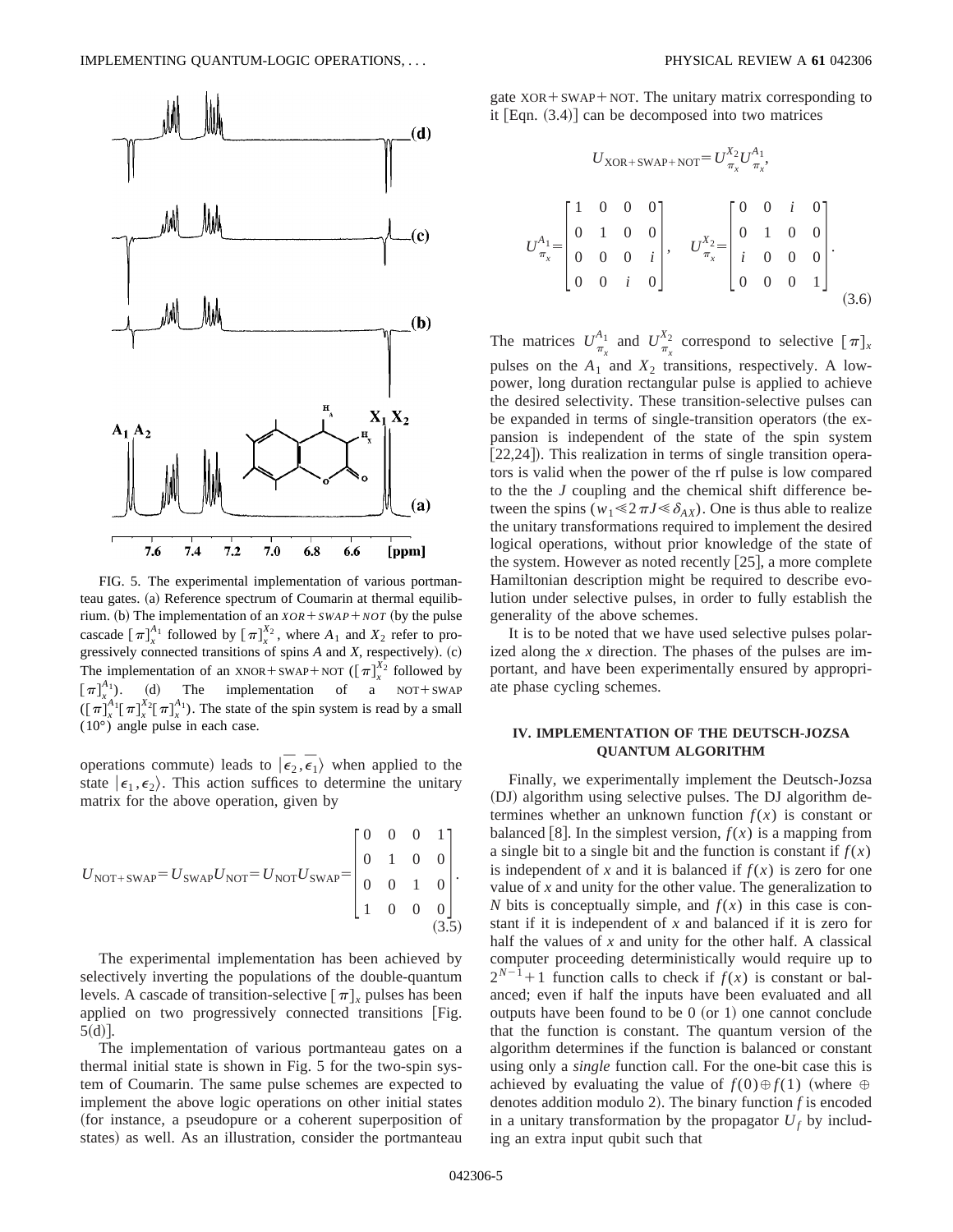FIG. 5. The experimental implementation of various portmanteau gates. (a) Reference spectrum of Coumarin at thermal equilibrium. (b) The implementation of an *XOR*+*SWAP*+*NOT* (by the pulse cascade $[\pi]_x^{A_1}$ followed by $[\pi]_x^{X_2}$, where $A_1$ and $X_2$ refer to progressively connected transitions of spins *A* and *X*, respectively). (c) The implementation of an XNOR+SWAP+NOT ($[\pi]_x^{X_2}$ followed by $[\pi]_x^{A_1}$). (d) The implementation of a NOT+SWAP ($[\pi]_x^{A_1}[\pi]_x^{X_2}[\pi]_x^{A_1}$). The state of the spin system is read by a small (10°) angle pulse in each case.

operations commute) leads to $|\overline{\epsilon_2},\overline{\epsilon_1}\rangle$ when applied to the state $|\epsilon_1,\epsilon_2\rangle$. This action suffices to determine the unitary matrix for the above operation, given by

$$U_{\mathrm{NOT+SWAP}} = U_{\mathrm{SWAP}}U_{\mathrm{NOT}} = U_{\mathrm{NOT}}U_{\mathrm{SWAP}} = \begin{bmatrix} 0 & 0 & 0 & 1 \\ 0 & 1 & 0 & 0 \\ 0 & 0 & 1 & 0 \\ 1 & 0 & 0 & 0 \end{bmatrix}. \tag{3.5}$$

The experimental implementation has been achieved by selectively inverting the populations of the double-quantum levels. A cascade of transition-selective $[\pi]_x$ pulses has been applied on two progressively connected transitions [Fig. 5(d)].

The implementation of various portmanteau gates on a thermal initial state is shown in Fig. 5 for the two-spin system of Coumarin. The same pulse schemes are expected to implement the above logic operations on other initial states (for instance, a pseudopure or a coherent superposition of states) as well. As an illustration, consider the portmanteau gate XOR+SWAP+NOT. The unitary matrix corresponding to it [Eqn. (3.4)] can be decomposed into two matrices

$$U_{\mathrm{XOR+SWAP+NOT}} = U_{\pi_x}^{X_2}U_{\pi_x}^{A_1},$$

$$U_{\pi_x}^{A_1} = \begin{bmatrix} 1 & 0 & 0 & 0 \\ 0 & 1 & 0 & 0 \\ 0 & 0 & 0 & i \\ 0 & 0 & i & 0 \end{bmatrix}, \quad U_{\pi_x}^{X_2} = \begin{bmatrix} 0 & 0 & i & 0 \\ 0 & 1 & 0 & 0 \\ i & 0 & 0 & 0 \\ 0 & 0 & 0 & 1 \end{bmatrix}. \tag{3.6}$$

The matrices $U_{\pi_x}^{A_1}$ and $U_{\pi_x}^{X_2}$ correspond to selective $[\pi]_x$ pulses on the $A_1$ and $X_2$ transitions, respectively. A low-power, long duration rectangular pulse is applied to achieve the desired selectivity. These transition-selective pulses can be expanded in terms of single-transition operators (the expansion is independent of the state of the spin system [22,24]). This realization in terms of single transition operators is valid when the power of the rf pulse is low compared to the the *J* coupling and the chemical shift difference between the spins ($w_1 \ll 2\pi J \ll \delta_{AX}$). One is thus able to realize the unitary transformations required to implement the desired logical operations, without prior knowledge of the state of the system. However as noted recently [25], a more complete Hamiltonian description might be required to describe evolution under selective pulses, in order to fully establish the generality of the above schemes.

It is to be noted that we have used selective pulses polarized along the *x* direction. The phases of the pulses are important, and have been experimentally ensured by appropriate phase cycling schemes.

## IV. IMPLEMENTATION OF THE DEUTSCH-JOZSA QUANTUM ALGORITHM

Finally, we experimentally implement the Deutsch-Jozsa (DJ) algorithm using selective pulses. The DJ algorithm determines whether an unknown function $f(x)$ is constant or balanced [8]. In the simplest version, $f(x)$ is a mapping from a single bit to a single bit and the function is constant if $f(x)$ is independent of *x* and it is balanced if $f(x)$ is zero for one value of *x* and unity for the other value. The generalization to *N* bits is conceptually simple, and $f(x)$ in this case is constant if it is independent of *x* and balanced if it is zero for half the values of *x* and unity for the other half. A classical computer proceeding deterministically would require up to $2^{N-1}+1$ function calls to check if $f(x)$ is constant or balanced; even if half the inputs have been evaluated and all outputs have been found to be 0 (or 1) one cannot conclude that the function is constant. The quantum version of the algorithm determines if the function is balanced or constant using only a *single* function call. For the one-bit case this is achieved by evaluating the value of $f(0)\oplus f(1)$ (where $\oplus$ denotes addition modulo 2). The binary function *f* is encoded in a unitary transformation by the propagator $U_f$ by including an extra input qubit such that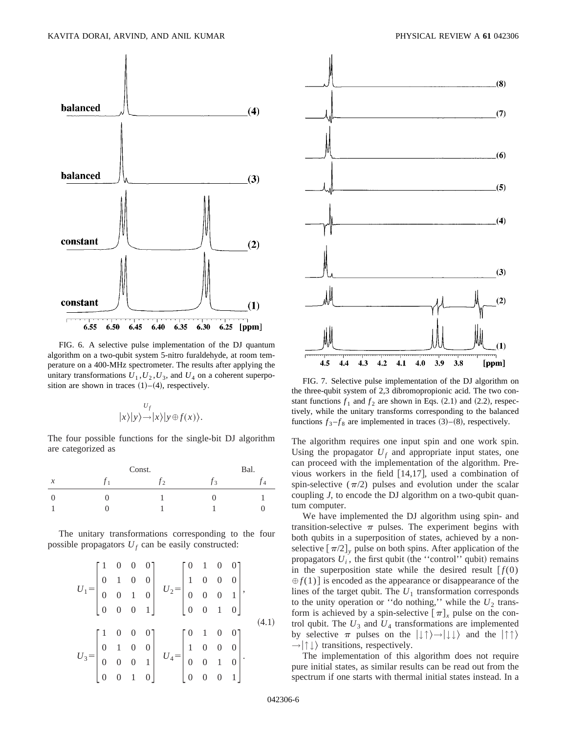FIG. 6. A selective pulse implementation of the DJ quantum algorithm on a two-qubit system 5-nitro furaldehyde, at room temperature on a 400-MHz spectrometer. The results after applying the unitary transformations $U_1, U_2, U_3$, and $U_4$ on a coherent superposition are shown in traces (1)–(4), respectively.

$$|x\rangle|y\rangle \xrightarrow{U_f} |x\rangle|y \oplus f(x)\rangle.$$

The four possible functions for the single-bit DJ algorithm are categorized as

| | Const. | | Bal. | |
|---|---|---|---|---|
| $x$ | $f_1$ | $f_2$ | $f_3$ | $f_4$ |
| 0 | 0 | 1 | 0 | 1 |
| 1 | 0 | 1 | 1 | 0 |

The unitary transformations corresponding to the four possible propagators $U_f$ can be easily constructed:

$$U_1 = \begin{bmatrix} 1 & 0 & 0 & 0 \\ 0 & 1 & 0 & 0 \\ 0 & 0 & 1 & 0 \\ 0 & 0 & 0 & 1 \end{bmatrix} \quad U_2 = \begin{bmatrix} 0 & 1 & 0 & 0 \\ 1 & 0 & 0 & 0 \\ 0 & 0 & 0 & 1 \\ 0 & 0 & 1 & 0 \end{bmatrix},$$

$$U_3 = \begin{bmatrix} 1 & 0 & 0 & 0 \\ 0 & 1 & 0 & 0 \\ 0 & 0 & 0 & 1 \\ 0 & 0 & 1 & 0 \end{bmatrix} \quad U_4 = \begin{bmatrix} 0 & 1 & 0 & 0 \\ 1 & 0 & 0 & 0 \\ 0 & 0 & 1 & 0 \\ 0 & 0 & 0 & 1 \end{bmatrix}. \tag{4.1}$$

FIG. 7. Selective pulse implementation of the DJ algorithm on the three-qubit system of 2,3 dibromopropionic acid. The two constant functions $f_1$ and $f_2$ are shown in Eqs. (2.1) and (2.2), respectively, while the unitary transforms corresponding to the balanced functions $f_3$–$f_8$ are implemented in traces (3)–(8), respectively.

The algorithm requires one input spin and one work spin. Using the propagator $U_f$ and appropriate input states, one can proceed with the implementation of the algorithm. Previous workers in the field [14,17], used a combination of spin-selective $(\pi/2)$ pulses and evolution under the scalar coupling $J$, to encode the DJ algorithm on a two-qubit quantum computer.

We have implemented the DJ algorithm using spin- and transition-selective $\pi$ pulses. The experiment begins with both qubits in a superposition of states, achieved by a nonselective $[\pi/2]_y$ pulse on both spins. After application of the propagators $U_i$, the first qubit (the "control" qubit) remains in the superposition state while the desired result $[f(0) \oplus f(1)]$ is encoded as the appearance or disappearance of the lines of the target qubit. The $U_1$ transformation corresponds to the unity operation or "do nothing," while the $U_2$ transform is achieved by a spin-selective $[\pi]_x$ pulse on the control qubit. The $U_3$ and $U_4$ transformations are implemented by selective $\pi$ pulses on the $|\downarrow\uparrow\rangle \rightarrow |\downarrow\downarrow\rangle$ and the $|\uparrow\uparrow\rangle \rightarrow |\uparrow\downarrow\rangle$ transitions, respectively.

The implementation of this algorithm does not require pure initial states, as similar results can be read out from the spectrum if one starts with thermal initial states instead. In a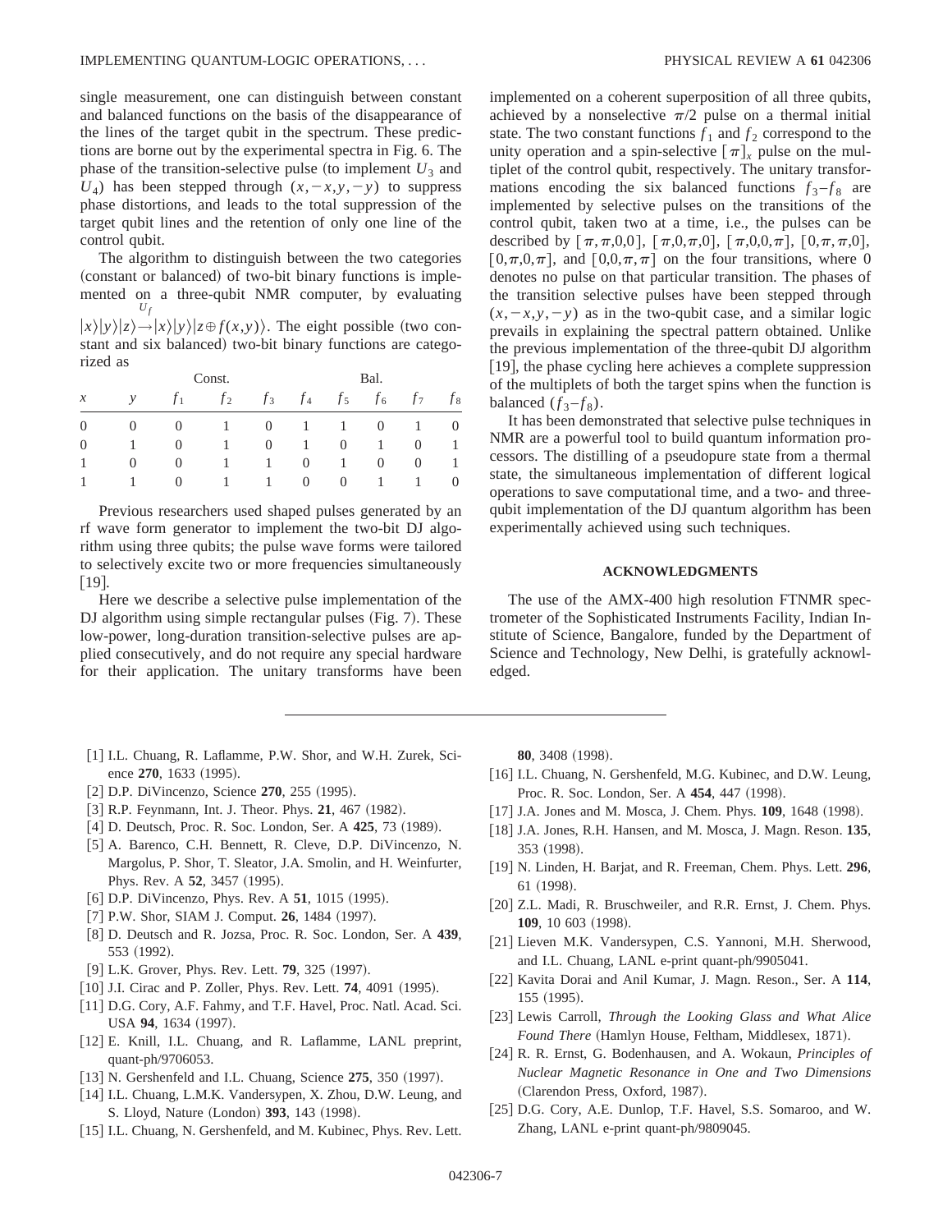single measurement, one can distinguish between constant and balanced functions on the basis of the disappearance of the lines of the target qubit in the spectrum. These predictions are borne out by the experimental spectra in Fig. 6. The phase of the transition-selective pulse (to implement $U_3$ and $U_4$) has been stepped through $(x,-x,y,-y)$ to suppress phase distortions, and leads to the total suppression of the target qubit lines and the retention of only one line of the control qubit.

The algorithm to distinguish between the two categories (constant or balanced) of two-bit binary functions is implemented on a three-qubit NMR computer, by evaluating $|x\rangle|y\rangle|z\rangle \overset{U_f}{\rightarrow} |x\rangle|y\rangle|z\oplus f(x,y)\rangle$. The eight possible (two constant and six balanced) two-bit binary functions are categorized as

| | | Const. | | Bal. | | | | | |
|---|---|---|---|---|---|---|---|---|---|
| $x$ | $y$ | $f_1$ | $f_2$ | $f_3$ | $f_4$ | $f_5$ | $f_6$ | $f_7$ | $f_8$ |
| 0 | 0 | 0 | 1 | 0 | 1 | 1 | 0 | 1 | 0 |
| 0 | 1 | 0 | 1 | 0 | 1 | 0 | 1 | 0 | 1 |
| 1 | 0 | 0 | 1 | 1 | 0 | 1 | 0 | 0 | 1 |
| 1 | 1 | 0 | 1 | 1 | 0 | 0 | 1 | 1 | 0 |

Previous researchers used shaped pulses generated by an rf wave form generator to implement the two-bit DJ algorithm using three qubits; the pulse wave forms were tailored to selectively excite two or more frequencies simultaneously [19].

Here we describe a selective pulse implementation of the DJ algorithm using simple rectangular pulses (Fig. 7). These low-power, long-duration transition-selective pulses are applied consecutively, and do not require any special hardware for their application. The unitary transforms have been implemented on a coherent superposition of all three qubits, achieved by a nonselective $\pi/2$ pulse on a thermal initial state. The two constant functions $f_1$ and $f_2$ correspond to the unity operation and a spin-selective $[\pi]_x$ pulse on the multiplet of the control qubit, respectively. The unitary transformations encoding the six balanced functions $f_3$–$f_8$ are implemented by selective pulses on the transitions of the control qubit, taken two at a time, i.e., the pulses can be described by $[\pi,\pi,0,0]$, $[\pi,0,\pi,0]$, $[\pi,0,0,\pi]$, $[0,\pi,\pi,0]$, $[0,\pi,0,\pi]$, and $[0,0,\pi,\pi]$ on the four transitions, where 0 denotes no pulse on that particular transition. The phases of the transition selective pulses have been stepped through $(x,-x,y,-y)$ as in the two-qubit case, and a similar logic prevails in explaining the spectral pattern obtained. Unlike the previous implementation of the three-qubit DJ algorithm [19], the phase cycling here achieves a complete suppression of the multiplets of both the target spins when the function is balanced ($f_3$–$f_8$).

It has been demonstrated that selective pulse techniques in NMR are a powerful tool to build quantum information processors. The distilling of a pseudopure state from a thermal state, the simultaneous implementation of different logical operations to save computational time, and a two- and three-qubit implementation of the DJ quantum algorithm has been experimentally achieved using such techniques.

## ACKNOWLEDGMENTS

The use of the AMX-400 high resolution FTNMR spectrometer of the Sophisticated Instruments Facility, Indian Institute of Science, Bangalore, funded by the Department of Science and Technology, New Delhi, is gratefully acknowledged.

---

[1] I.L. Chuang, R. Laflamme, P.W. Shor, and W.H. Zurek, Science **270**, 1633 (1995).

[2] D.P. DiVincenzo, Science **270**, 255 (1995).

[3] R.P. Feynmann, Int. J. Theor. Phys. **21**, 467 (1982).

[4] D. Deutsch, Proc. R. Soc. London, Ser. A **425**, 73 (1989).

[5] A. Barenco, C.H. Bennett, R. Cleve, D.P. DiVincenzo, N. Margolus, P. Shor, T. Sleator, J.A. Smolin, and H. Weinfurter, Phys. Rev. A **52**, 3457 (1995).

[6] D.P. DiVincenzo, Phys. Rev. A **51**, 1015 (1995).

[7] P.W. Shor, SIAM J. Comput. **26**, 1484 (1997).

[8] D. Deutsch and R. Jozsa, Proc. R. Soc. London, Ser. A **439**, 553 (1992).

[9] L.K. Grover, Phys. Rev. Lett. **79**, 325 (1997).

[10] J.I. Cirac and P. Zoller, Phys. Rev. Lett. **74**, 4091 (1995).

[11] D.G. Cory, A.F. Fahmy, and T.F. Havel, Proc. Natl. Acad. Sci. USA **94**, 1634 (1997).

[12] E. Knill, I.L. Chuang, and R. Laflamme, LANL preprint, quant-ph/9706053.

[13] N. Gershenfeld and I.L. Chuang, Science **275**, 350 (1997).

[14] I.L. Chuang, L.M.K. Vandersypen, X. Zhou, D.W. Leung, and S. Lloyd, Nature (London) **393**, 143 (1998).

[15] I.L. Chuang, N. Gershenfeld, and M. Kubinec, Phys. Rev. Lett. **80**, 3408 (1998).

[16] I.L. Chuang, N. Gershenfeld, M.G. Kubinec, and D.W. Leung, Proc. R. Soc. London, Ser. A **454**, 447 (1998).

[17] J.A. Jones and M. Mosca, J. Chem. Phys. **109**, 1648 (1998).

[18] J.A. Jones, R.H. Hansen, and M. Mosca, J. Magn. Reson. **135**, 353 (1998).

[19] N. Linden, H. Barjat, and R. Freeman, Chem. Phys. Lett. **296**, 61 (1998).

[20] Z.L. Madi, R. Bruschweiler, and R.R. Ernst, J. Chem. Phys. **109**, 10 603 (1998).

[21] Lieven M.K. Vandersypen, C.S. Yannoni, M.H. Sherwood, and I.L. Chuang, LANL e-print quant-ph/9905041.

[22] Kavita Dorai and Anil Kumar, J. Magn. Reson., Ser. A **114**, 155 (1995).

[23] Lewis Carroll, *Through the Looking Glass and What Alice Found There* (Hamlyn House, Feltham, Middlesex, 1871).

[24] R. R. Ernst, G. Bodenhausen, and A. Wokaun, *Principles of Nuclear Magnetic Resonance in One and Two Dimensions* (Clarendon Press, Oxford, 1987).

[25] D.G. Cory, A.E. Dunlop, T.F. Havel, S.S. Somaroo, and W. Zhang, LANL e-print quant-ph/9809045.